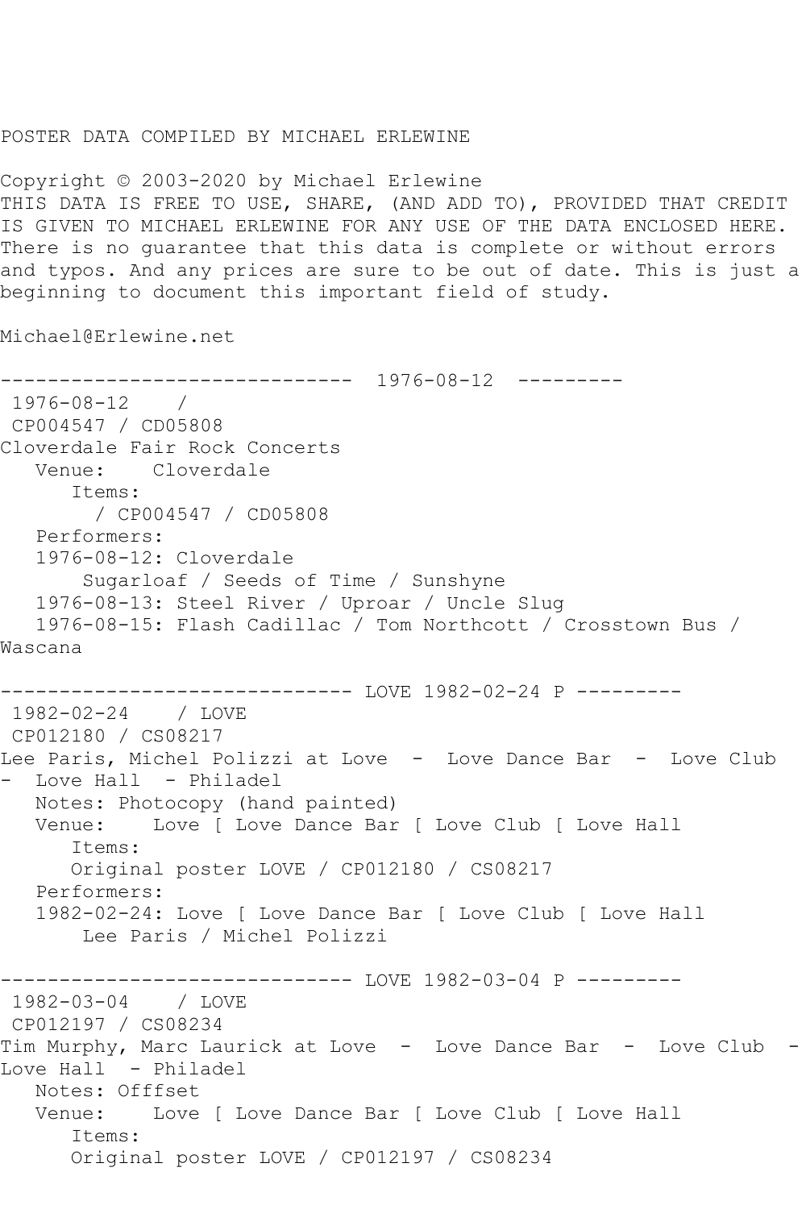POSTER DATA COMPILED BY MICHAEL ERLEWINE

Copyright © 2003-2020 by Michael Erlewine
THIS DATA IS FREE TO USE, SHARE, (AND ADD TO), PROVIDED THAT CREDIT IS GIVEN TO MICHAEL ERLEWINE FOR ANY USE OF THE DATA ENCLOSED HERE. There is no guarantee that this data is complete or without errors and typos. And any prices are sure to be out of date. This is just a beginning to document this important field of study.

Michael@Erlewine.net

```
------------------------------  1976-08-12  ---------
 1976-08-12    /
 CP004547 / CD05808
Cloverdale Fair Rock Concerts
   Venue:    Cloverdale
      Items:
        / CP004547 / CD05808
   Performers:
   1976-08-12: Cloverdale
       Sugarloaf / Seeds of Time / Sunshyne
   1976-08-13: Steel River / Uproar / Uncle Slug
   1976-08-15: Flash Cadillac / Tom Northcott / Crosstown Bus /
Wascana

------------------------------ LOVE 1982-02-24 P ---------
 1982-02-24    / LOVE
 CP012180 / CS08217
Lee Paris, Michel Polizzi at Love  -  Love Dance Bar  -  Love Club
-  Love Hall  - Philadel
   Notes: Photocopy (hand painted)
   Venue:    Love [ Love Dance Bar [ Love Club [ Love Hall
      Items:
      Original poster LOVE / CP012180 / CS08217
   Performers:
   1982-02-24: Love [ Love Dance Bar [ Love Club [ Love Hall
       Lee Paris / Michel Polizzi

------------------------------ LOVE 1982-03-04 P ---------
 1982-03-04    / LOVE
 CP012197 / CS08234
Tim Murphy, Marc Laurick at Love  -  Love Dance Bar  -  Love Club  -
Love Hall  - Philadel
   Notes: Offset
   Venue:    Love [ Love Dance Bar [ Love Club [ Love Hall
      Items:
      Original poster LOVE / CP012197 / CS08234
```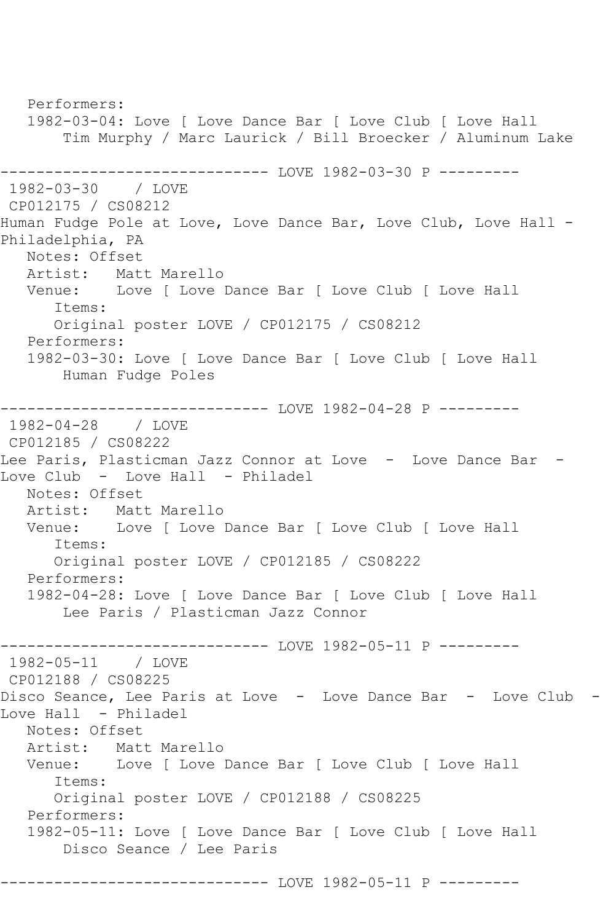```
   Performers:
   1982-03-04: Love [ Love Dance Bar [ Love Club [ Love Hall
       Tim Murphy / Marc Laurick / Bill Broecker / Aluminum Lake

------------------------------ LOVE 1982-03-30 P ---------
 1982-03-30    / LOVE
 CP012175 / CS08212
Human Fudge Pole at Love, Love Dance Bar, Love Club, Love Hall - 
Philadelphia, PA
   Notes: Offset
   Artist:   Matt Marello
   Venue:    Love [ Love Dance Bar [ Love Club [ Love Hall
      Items:
      Original poster LOVE / CP012175 / CS08212
   Performers:
   1982-03-30: Love [ Love Dance Bar [ Love Club [ Love Hall
       Human Fudge Poles

------------------------------ LOVE 1982-04-28 P ---------
 1982-04-28    / LOVE
 CP012185 / CS08222
Lee Paris, Plasticman Jazz Connor at Love  -  Love Dance Bar  - 
Love Club  -  Love Hall  - Philadel
   Notes: Offset
   Artist:   Matt Marello
   Venue:    Love [ Love Dance Bar [ Love Club [ Love Hall
      Items:
      Original poster LOVE / CP012185 / CS08222
   Performers:
   1982-04-28: Love [ Love Dance Bar [ Love Club [ Love Hall
       Lee Paris / Plasticman Jazz Connor

------------------------------ LOVE 1982-05-11 P ---------
 1982-05-11    / LOVE
 CP012188 / CS08225
Disco Seance, Lee Paris at Love  -  Love Dance Bar  -  Love Club  - 
Love Hall  - Philadel
   Notes: Offset
   Artist:   Matt Marello
   Venue:    Love [ Love Dance Bar [ Love Club [ Love Hall
      Items:
      Original poster LOVE / CP012188 / CS08225
   Performers:
   1982-05-11: Love [ Love Dance Bar [ Love Club [ Love Hall
       Disco Seance / Lee Paris

------------------------------ LOVE 1982-05-11 P ---------
```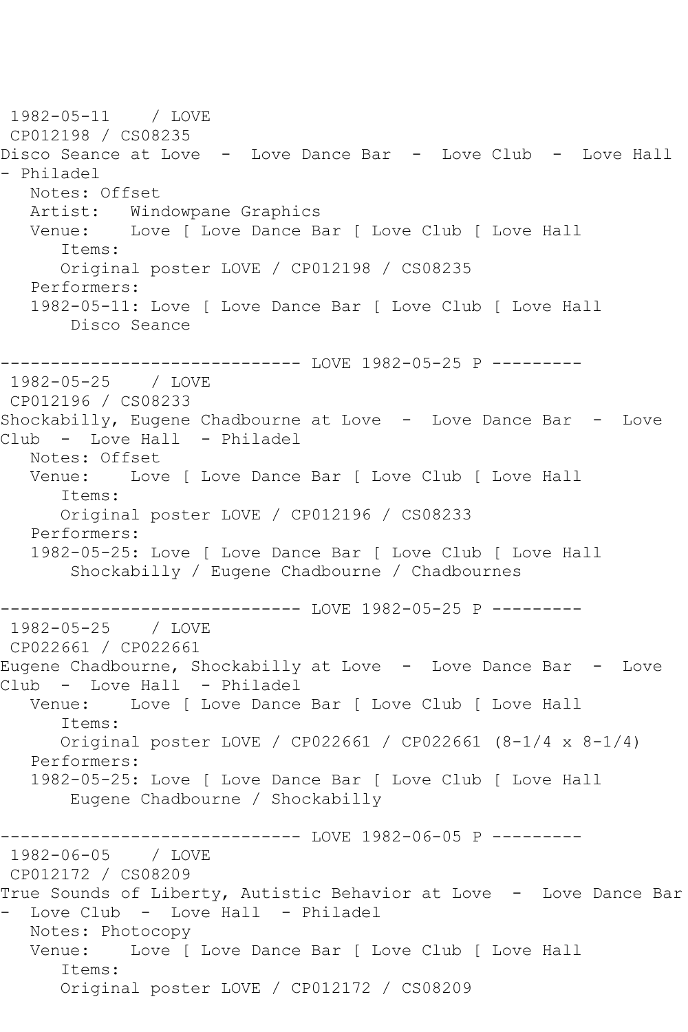1982-05-11 / LOVE
CP012198 / CS08235
Disco Seance at Love - Love Dance Bar - Love Club - Love Hall - Philadel
Notes: Offset
Artist: Windowpane Graphics
Venue: Love [ Love Dance Bar [ Love Club [ Love Hall
Items:
Original poster LOVE / CP012198 / CS08235
Performers:
1982-05-11: Love [ Love Dance Bar [ Love Club [ Love Hall
Disco Seance

------------------------------ LOVE 1982-05-25 P ---------

1982-05-25 / LOVE
CP012196 / CS08233
Shockabilly, Eugene Chadbourne at Love - Love Dance Bar - Love Club - Love Hall - Philadel
Notes: Offset
Venue: Love [ Love Dance Bar [ Love Club [ Love Hall
Items:
Original poster LOVE / CP012196 / CS08233
Performers:
1982-05-25: Love [ Love Dance Bar [ Love Club [ Love Hall
Shockabilly / Eugene Chadbourne / Chadbournes

------------------------------ LOVE 1982-05-25 P ---------

1982-05-25 / LOVE
CP022661 / CP022661
Eugene Chadbourne, Shockabilly at Love - Love Dance Bar - Love Club - Love Hall - Philadel
Venue: Love [ Love Dance Bar [ Love Club [ Love Hall
Items:
Original poster LOVE / CP022661 / CP022661 (8-1/4 x 8-1/4)
Performers:
1982-05-25: Love [ Love Dance Bar [ Love Club [ Love Hall
Eugene Chadbourne / Shockabilly

------------------------------ LOVE 1982-06-05 P ---------

1982-06-05 / LOVE
CP012172 / CS08209
True Sounds of Liberty, Autistic Behavior at Love - Love Dance Bar - Love Club - Love Hall - Philadel
Notes: Photocopy
Venue: Love [ Love Dance Bar [ Love Club [ Love Hall
Items:
Original poster LOVE / CP012172 / CS08209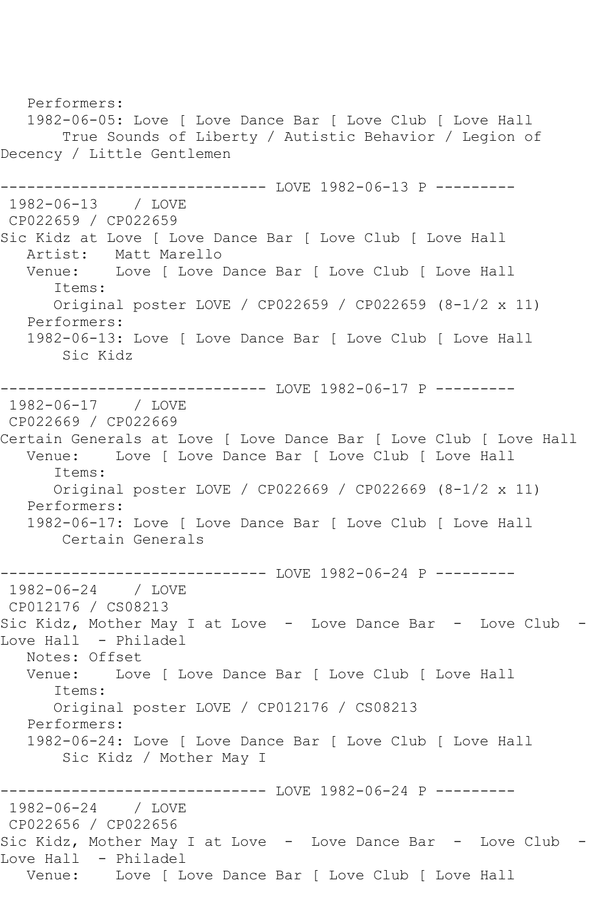```
   Performers:
   1982-06-05: Love [ Love Dance Bar [ Love Club [ Love Hall
       True Sounds of Liberty / Autistic Behavior / Legion of
Decency / Little Gentlemen

------------------------------ LOVE 1982-06-13 P ---------
 1982-06-13    / LOVE
 CP022659 / CP022659
Sic Kidz at Love [ Love Dance Bar [ Love Club [ Love Hall
   Artist:   Matt Marello
   Venue:    Love [ Love Dance Bar [ Love Club [ Love Hall
      Items:
      Original poster LOVE / CP022659 / CP022659 (8-1/2 x 11)
   Performers:
   1982-06-13: Love [ Love Dance Bar [ Love Club [ Love Hall
       Sic Kidz

------------------------------ LOVE 1982-06-17 P ---------
 1982-06-17    / LOVE
 CP022669 / CP022669
Certain Generals at Love [ Love Dance Bar [ Love Club [ Love Hall
   Venue:    Love [ Love Dance Bar [ Love Club [ Love Hall
      Items:
      Original poster LOVE / CP022669 / CP022669 (8-1/2 x 11)
   Performers:
   1982-06-17: Love [ Love Dance Bar [ Love Club [ Love Hall
       Certain Generals

------------------------------ LOVE 1982-06-24 P ---------
 1982-06-24    / LOVE
 CP012176 / CS08213
Sic Kidz, Mother May I at Love  -  Love Dance Bar  -  Love Club  -
Love Hall  - Philadel
   Notes: Offset
   Venue:    Love [ Love Dance Bar [ Love Club [ Love Hall
      Items:
      Original poster LOVE / CP012176 / CS08213
   Performers:
   1982-06-24: Love [ Love Dance Bar [ Love Club [ Love Hall
       Sic Kidz / Mother May I

------------------------------ LOVE 1982-06-24 P ---------
 1982-06-24    / LOVE
 CP022656 / CP022656
Sic Kidz, Mother May I at Love  -  Love Dance Bar  -  Love Club  -
Love Hall  - Philadel
   Venue:    Love [ Love Dance Bar [ Love Club [ Love Hall
```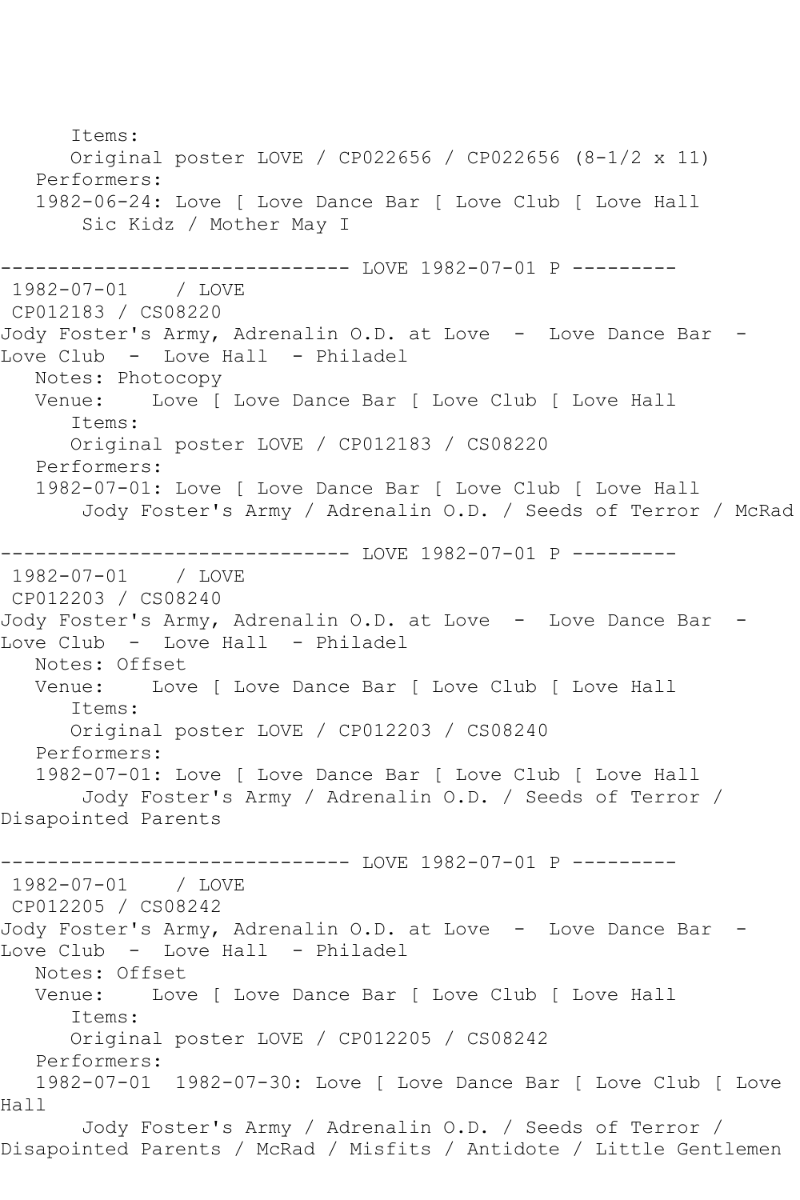Items:
Original poster LOVE / CP022656 / CP022656 (8-1/2 x 11)
Performers:
1982-06-24: Love [ Love Dance Bar [ Love Club [ Love Hall
Sic Kidz / Mother May I

------------------------------ LOVE 1982-07-01 P ---------
1982-07-01 / LOVE
CP012183 / CS08220
Jody Foster's Army, Adrenalin O.D. at Love - Love Dance Bar - Love Club - Love Hall - Philadel
Notes: Photocopy
Venue: Love [ Love Dance Bar [ Love Club [ Love Hall
Items:
Original poster LOVE / CP012183 / CS08220
Performers:
1982-07-01: Love [ Love Dance Bar [ Love Club [ Love Hall
Jody Foster's Army / Adrenalin O.D. / Seeds of Terror / McRad

------------------------------ LOVE 1982-07-01 P ---------
1982-07-01 / LOVE
CP012203 / CS08240
Jody Foster's Army, Adrenalin O.D. at Love - Love Dance Bar - Love Club - Love Hall - Philadel
Notes: Offset
Venue: Love [ Love Dance Bar [ Love Club [ Love Hall
Items:
Original poster LOVE / CP012203 / CS08240
Performers:
1982-07-01: Love [ Love Dance Bar [ Love Club [ Love Hall
Jody Foster's Army / Adrenalin O.D. / Seeds of Terror / Disapointed Parents

------------------------------ LOVE 1982-07-01 P ---------
1982-07-01 / LOVE
CP012205 / CS08242
Jody Foster's Army, Adrenalin O.D. at Love - Love Dance Bar - Love Club - Love Hall - Philadel
Notes: Offset
Venue: Love [ Love Dance Bar [ Love Club [ Love Hall
Items:
Original poster LOVE / CP012205 / CS08242
Performers:
1982-07-01 1982-07-30: Love [ Love Dance Bar [ Love Club [ Love Hall
Jody Foster's Army / Adrenalin O.D. / Seeds of Terror / Disapointed Parents / McRad / Misfits / Antidote / Little Gentlemen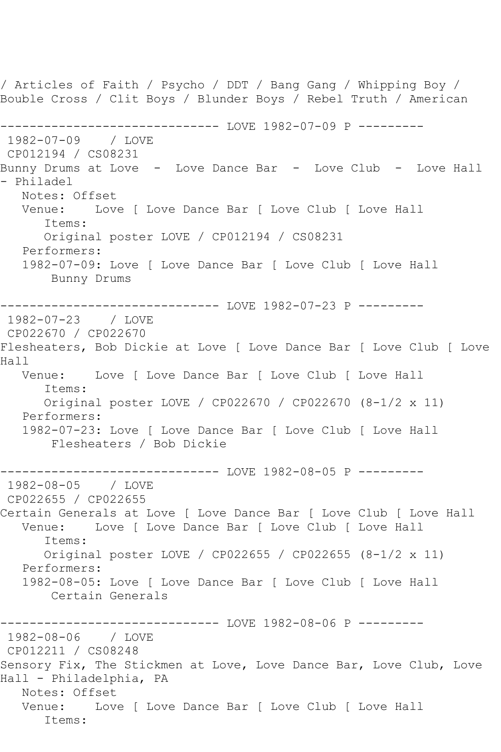/ Articles of Faith / Psycho / DDT / Bang Gang / Whipping Boy / Bouble Cross / Clit Boys / Blunder Boys / Rebel Truth / American

```
------------------------------ LOVE 1982-07-09 P ---------
 1982-07-09    / LOVE
 CP012194 / CS08231
Bunny Drums at Love  -  Love Dance Bar  -  Love Club  -  Love Hall
- Philadel
   Notes: Offset
   Venue:    Love [ Love Dance Bar [ Love Club [ Love Hall
      Items:
      Original poster LOVE / CP012194 / CS08231
   Performers:
   1982-07-09: Love [ Love Dance Bar [ Love Club [ Love Hall
       Bunny Drums

------------------------------ LOVE 1982-07-23 P ---------
 1982-07-23    / LOVE
 CP022670 / CP022670
Flesheaters, Bob Dickie at Love [ Love Dance Bar [ Love Club [ Love
Hall
   Venue:    Love [ Love Dance Bar [ Love Club [ Love Hall
      Items:
      Original poster LOVE / CP022670 / CP022670 (8-1/2 x 11)
   Performers:
   1982-07-23: Love [ Love Dance Bar [ Love Club [ Love Hall
       Flesheaters / Bob Dickie

------------------------------ LOVE 1982-08-05 P ---------
 1982-08-05    / LOVE
 CP022655 / CP022655
Certain Generals at Love [ Love Dance Bar [ Love Club [ Love Hall
   Venue:    Love [ Love Dance Bar [ Love Club [ Love Hall
      Items:
      Original poster LOVE / CP022655 / CP022655 (8-1/2 x 11)
   Performers:
   1982-08-05: Love [ Love Dance Bar [ Love Club [ Love Hall
       Certain Generals

------------------------------ LOVE 1982-08-06 P ---------
 1982-08-06    / LOVE
 CP012211 / CS08248
Sensory Fix, The Stickmen at Love, Love Dance Bar, Love Club, Love
Hall - Philadelphia, PA
   Notes: Offset
   Venue:    Love [ Love Dance Bar [ Love Club [ Love Hall
      Items:
```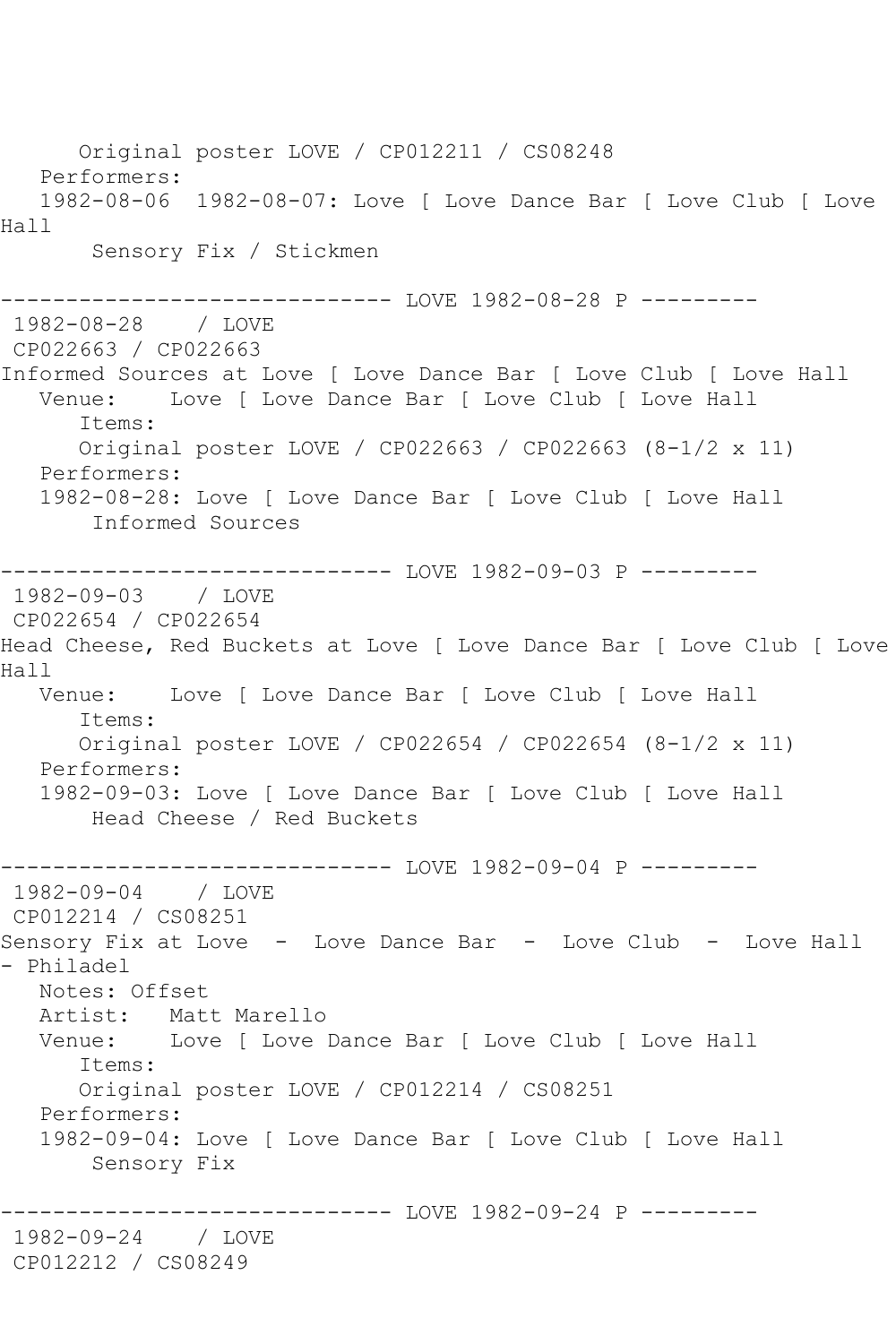Original poster LOVE / CP012211 / CS08248
Performers:
1982-08-06 1982-08-07: Love [ Love Dance Bar [ Love Club [ Love Hall
Sensory Fix / Stickmen

------------------------------ LOVE 1982-08-28 P ---------
1982-08-28 / LOVE
CP022663 / CP022663
Informed Sources at Love [ Love Dance Bar [ Love Club [ Love Hall
Venue: Love [ Love Dance Bar [ Love Club [ Love Hall
Items:
Original poster LOVE / CP022663 / CP022663 (8-1/2 x 11)
Performers:
1982-08-28: Love [ Love Dance Bar [ Love Club [ Love Hall
Informed Sources

------------------------------ LOVE 1982-09-03 P ---------
1982-09-03 / LOVE
CP022654 / CP022654
Head Cheese, Red Buckets at Love [ Love Dance Bar [ Love Club [ Love Hall
Venue: Love [ Love Dance Bar [ Love Club [ Love Hall
Items:
Original poster LOVE / CP022654 / CP022654 (8-1/2 x 11)
Performers:
1982-09-03: Love [ Love Dance Bar [ Love Club [ Love Hall
Head Cheese / Red Buckets

------------------------------ LOVE 1982-09-04 P ---------
1982-09-04 / LOVE
CP012214 / CS08251
Sensory Fix at Love - Love Dance Bar - Love Club - Love Hall - Philadel
Notes: Offset
Artist: Matt Marello
Venue: Love [ Love Dance Bar [ Love Club [ Love Hall
Items:
Original poster LOVE / CP012214 / CS08251
Performers:
1982-09-04: Love [ Love Dance Bar [ Love Club [ Love Hall
Sensory Fix

------------------------------ LOVE 1982-09-24 P ---------
1982-09-24 / LOVE
CP012212 / CS08249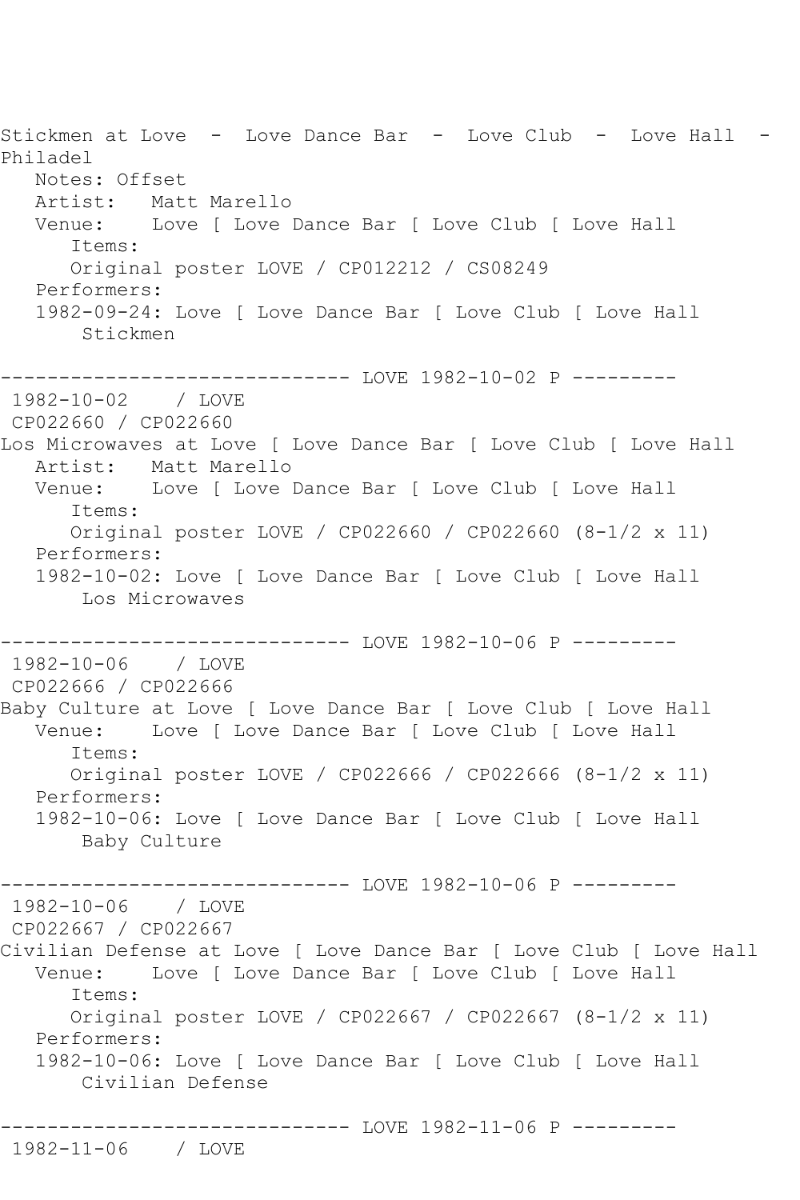Stickmen at Love - Love Dance Bar - Love Club - Love Hall - Philadel
   Notes: Offset
   Artist: Matt Marello
   Venue: Love [ Love Dance Bar [ Love Club [ Love Hall
      Items:
      Original poster LOVE / CP012212 / CS08249
   Performers:
   1982-09-24: Love [ Love Dance Bar [ Love Club [ Love Hall
       Stickmen

------------------------------ LOVE 1982-10-02 P ---------
 1982-10-02 / LOVE
 CP022660 / CP022660
Los Microwaves at Love [ Love Dance Bar [ Love Club [ Love Hall
   Artist: Matt Marello
   Venue: Love [ Love Dance Bar [ Love Club [ Love Hall
      Items:
      Original poster LOVE / CP022660 / CP022660 (8-1/2 x 11)
   Performers:
   1982-10-02: Love [ Love Dance Bar [ Love Club [ Love Hall
       Los Microwaves

------------------------------ LOVE 1982-10-06 P ---------
 1982-10-06 / LOVE
 CP022666 / CP022666
Baby Culture at Love [ Love Dance Bar [ Love Club [ Love Hall
   Venue: Love [ Love Dance Bar [ Love Club [ Love Hall
      Items:
      Original poster LOVE / CP022666 / CP022666 (8-1/2 x 11)
   Performers:
   1982-10-06: Love [ Love Dance Bar [ Love Club [ Love Hall
       Baby Culture

------------------------------ LOVE 1982-10-06 P ---------
 1982-10-06 / LOVE
 CP022667 / CP022667
Civilian Defense at Love [ Love Dance Bar [ Love Club [ Love Hall
   Venue: Love [ Love Dance Bar [ Love Club [ Love Hall
      Items:
      Original poster LOVE / CP022667 / CP022667 (8-1/2 x 11)
   Performers:
   1982-10-06: Love [ Love Dance Bar [ Love Club [ Love Hall
       Civilian Defense

------------------------------ LOVE 1982-11-06 P ---------
 1982-11-06 / LOVE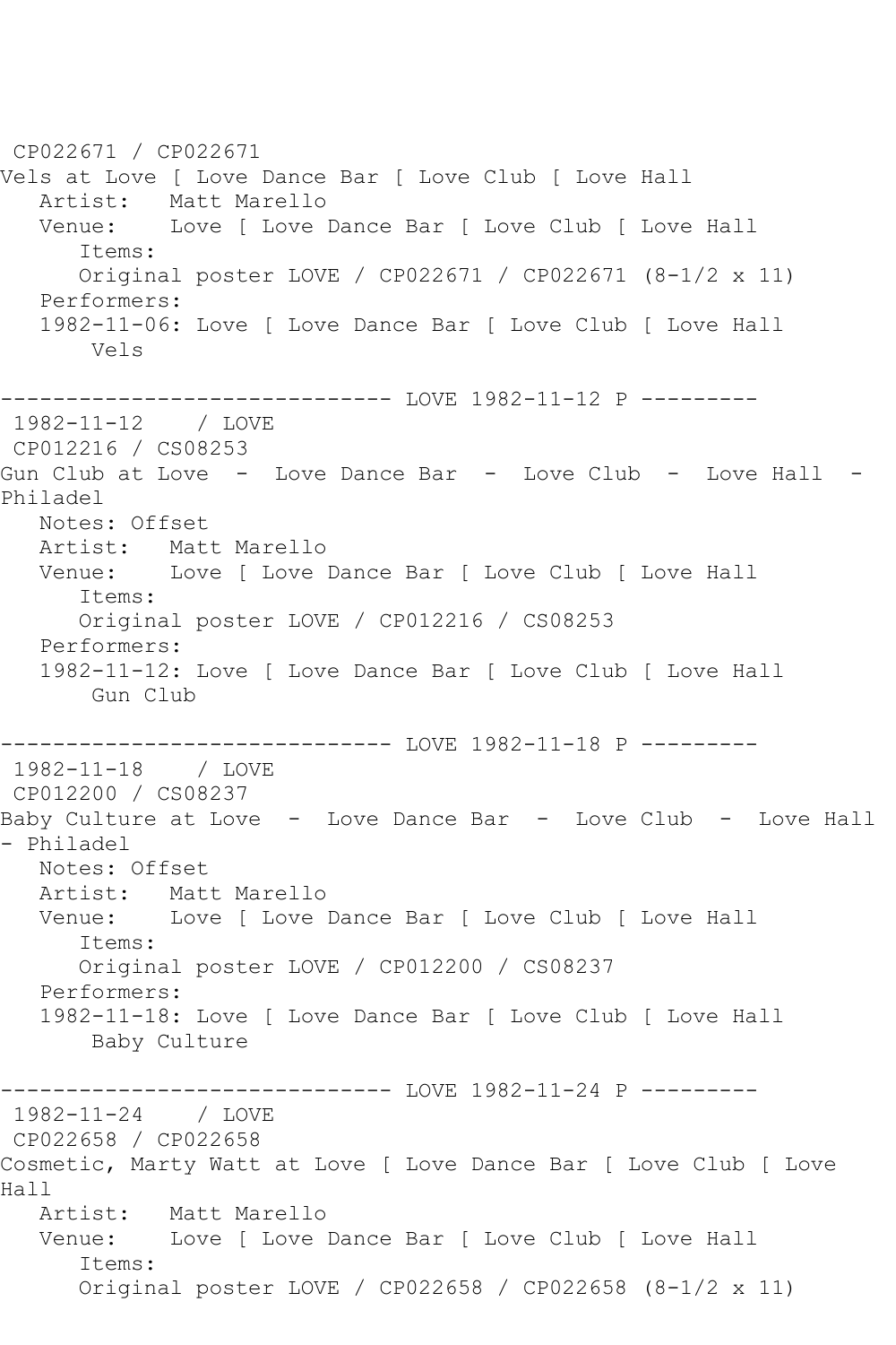CP022671 / CP022671
Vels at Love [ Love Dance Bar [ Love Club [ Love Hall
   Artist:   Matt Marello
   Venue:    Love [ Love Dance Bar [ Love Club [ Love Hall
      Items:
      Original poster LOVE / CP022671 / CP022671 (8-1/2 x 11)
   Performers:
   1982-11-06: Love [ Love Dance Bar [ Love Club [ Love Hall
       Vels

------------------------------ LOVE 1982-11-12 P ---------
1982-11-12    / LOVE
CP012216 / CS08253
Gun Club at Love  -  Love Dance Bar  -  Love Club  -  Love Hall  - Philadel
   Notes: Offset
   Artist:   Matt Marello
   Venue:    Love [ Love Dance Bar [ Love Club [ Love Hall
      Items:
      Original poster LOVE / CP012216 / CS08253
   Performers:
   1982-11-12: Love [ Love Dance Bar [ Love Club [ Love Hall
       Gun Club

------------------------------ LOVE 1982-11-18 P ---------
1982-11-18    / LOVE
CP012200 / CS08237
Baby Culture at Love  -  Love Dance Bar  -  Love Club  -  Love Hall  - Philadel
   Notes: Offset
   Artist:   Matt Marello
   Venue:    Love [ Love Dance Bar [ Love Club [ Love Hall
      Items:
      Original poster LOVE / CP012200 / CS08237
   Performers:
   1982-11-18: Love [ Love Dance Bar [ Love Club [ Love Hall
       Baby Culture

------------------------------ LOVE 1982-11-24 P ---------
1982-11-24    / LOVE
CP022658 / CP022658
Cosmetic, Marty Watt at Love [ Love Dance Bar [ Love Club [ Love Hall
   Artist:   Matt Marello
   Venue:    Love [ Love Dance Bar [ Love Club [ Love Hall
      Items:
      Original poster LOVE / CP022658 / CP022658 (8-1/2 x 11)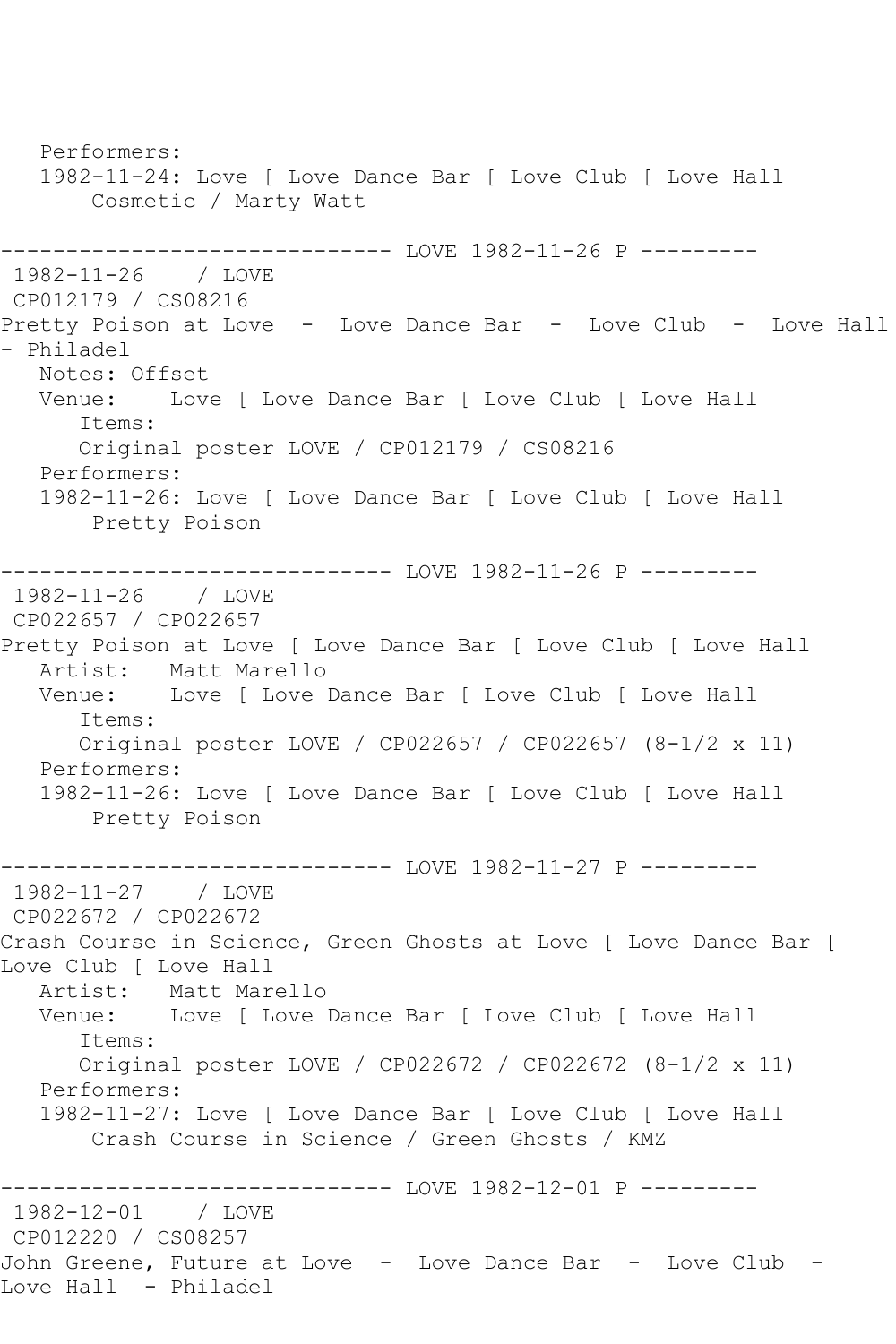```
   Performers:
   1982-11-24: Love [ Love Dance Bar [ Love Club [ Love Hall
       Cosmetic / Marty Watt

------------------------------ LOVE 1982-11-26 P ---------
 1982-11-26    / LOVE
 CP012179 / CS08216
Pretty Poison at Love  -  Love Dance Bar  -  Love Club  -  Love Hall
- Philadel
   Notes: Offset
   Venue:    Love [ Love Dance Bar [ Love Club [ Love Hall
      Items:
      Original poster LOVE / CP012179 / CS08216
   Performers:
   1982-11-26: Love [ Love Dance Bar [ Love Club [ Love Hall
       Pretty Poison

------------------------------ LOVE 1982-11-26 P ---------
 1982-11-26    / LOVE
 CP022657 / CP022657
Pretty Poison at Love [ Love Dance Bar [ Love Club [ Love Hall
   Artist:   Matt Marello
   Venue:    Love [ Love Dance Bar [ Love Club [ Love Hall
      Items:
      Original poster LOVE / CP022657 / CP022657 (8-1/2 x 11)
   Performers:
   1982-11-26: Love [ Love Dance Bar [ Love Club [ Love Hall
       Pretty Poison

------------------------------ LOVE 1982-11-27 P ---------
 1982-11-27    / LOVE
 CP022672 / CP022672
Crash Course in Science, Green Ghosts at Love [ Love Dance Bar [
Love Club [ Love Hall
   Artist:   Matt Marello
   Venue:    Love [ Love Dance Bar [ Love Club [ Love Hall
      Items:
      Original poster LOVE / CP022672 / CP022672 (8-1/2 x 11)
   Performers:
   1982-11-27: Love [ Love Dance Bar [ Love Club [ Love Hall
       Crash Course in Science / Green Ghosts / KMZ

------------------------------ LOVE 1982-12-01 P ---------
 1982-12-01    / LOVE
 CP012220 / CS08257
John Greene, Future at Love  -  Love Dance Bar  -  Love Club  -
Love Hall  - Philadel
```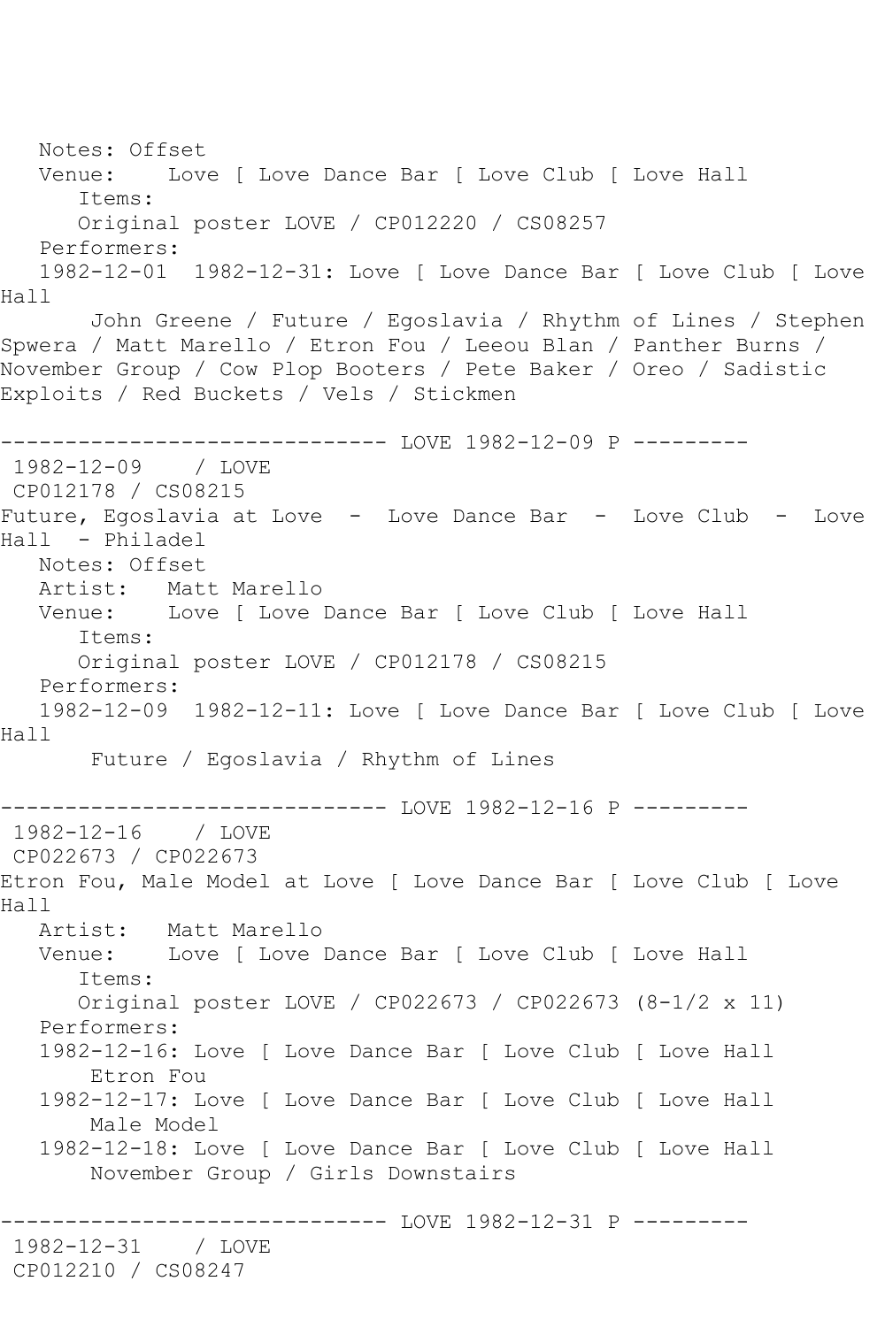Notes: Offset
Venue: Love [ Love Dance Bar [ Love Club [ Love Hall
Items:
Original poster LOVE / CP012220 / CS08257
Performers:
1982-12-01 1982-12-31: Love [ Love Dance Bar [ Love Club [ Love Hall
John Greene / Future / Egoslavia / Rhythm of Lines / Stephen Spwera / Matt Marello / Etron Fou / Leeou Blan / Panther Burns / November Group / Cow Plop Booters / Pete Baker / Oreo / Sadistic Exploits / Red Buckets / Vels / Stickmen

------------------------------ LOVE 1982-12-09 P ---------

1982-12-09 / LOVE
CP012178 / CS08215
Future, Egoslavia at Love - Love Dance Bar - Love Club - Love Hall - Philadel
Notes: Offset
Artist: Matt Marello
Venue: Love [ Love Dance Bar [ Love Club [ Love Hall
Items:
Original poster LOVE / CP012178 / CS08215
Performers:
1982-12-09 1982-12-11: Love [ Love Dance Bar [ Love Club [ Love Hall
Future / Egoslavia / Rhythm of Lines

------------------------------ LOVE 1982-12-16 P ---------

1982-12-16 / LOVE
CP022673 / CP022673
Etron Fou, Male Model at Love [ Love Dance Bar [ Love Club [ Love Hall
Artist: Matt Marello
Venue: Love [ Love Dance Bar [ Love Club [ Love Hall
Items:
Original poster LOVE / CP022673 / CP022673 (8-1/2 x 11)
Performers:
1982-12-16: Love [ Love Dance Bar [ Love Club [ Love Hall
Etron Fou
1982-12-17: Love [ Love Dance Bar [ Love Club [ Love Hall
Male Model
1982-12-18: Love [ Love Dance Bar [ Love Club [ Love Hall
November Group / Girls Downstairs

------------------------------ LOVE 1982-12-31 P ---------

1982-12-31 / LOVE
CP012210 / CS08247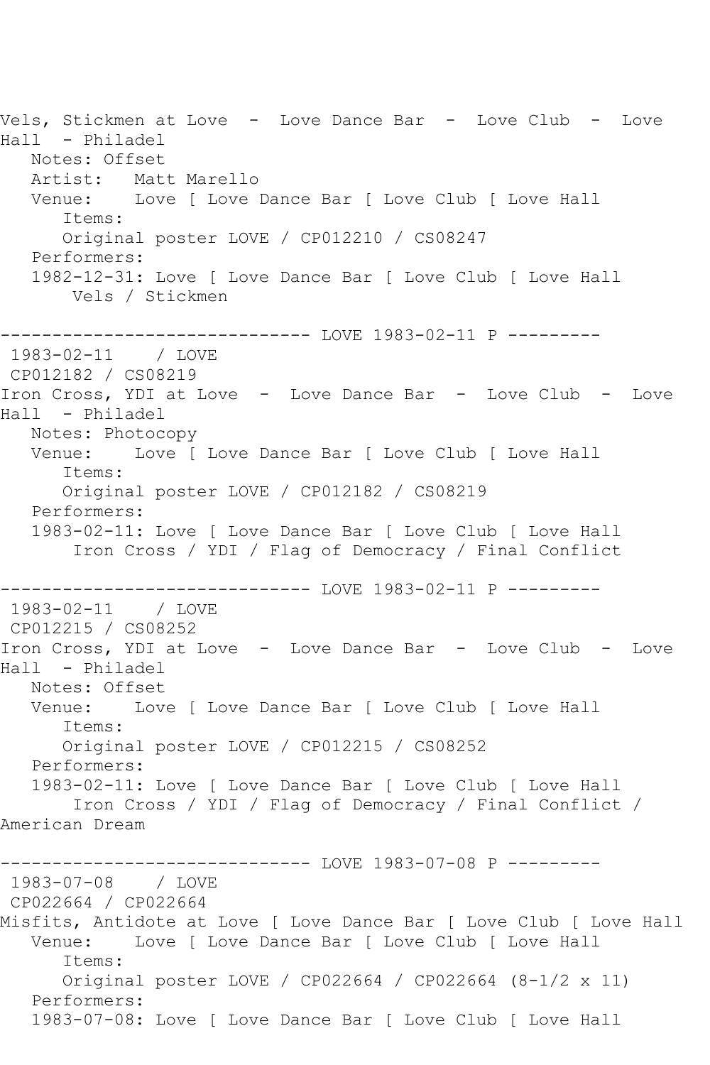Vels, Stickmen at Love  -  Love Dance Bar  -  Love Club  -  Love Hall  - Philadel

Notes: Offset

Artist:   Matt Marello

Venue:    Love [ Love Dance Bar [ Love Club [ Love Hall

Items:

Original poster LOVE / CP012210 / CS08247

Performers:

1982-12-31: Love [ Love Dance Bar [ Love Club [ Love Hall

Vels / Stickmen

------------------------------ LOVE 1983-02-11 P ---------

1983-02-11    / LOVE

CP012182 / CS08219

Iron Cross, YDI at Love  -  Love Dance Bar  -  Love Club  -  Love Hall  - Philadel

Notes: Photocopy

Venue:    Love [ Love Dance Bar [ Love Club [ Love Hall

Items:

Original poster LOVE / CP012182 / CS08219

Performers:

1983-02-11: Love [ Love Dance Bar [ Love Club [ Love Hall

Iron Cross / YDI / Flag of Democracy / Final Conflict

------------------------------ LOVE 1983-02-11 P ---------

1983-02-11    / LOVE

CP012215 / CS08252

Iron Cross, YDI at Love  -  Love Dance Bar  -  Love Club  -  Love Hall  - Philadel

Notes: Offset

Venue:    Love [ Love Dance Bar [ Love Club [ Love Hall

Items:

Original poster LOVE / CP012215 / CS08252

Performers:

1983-02-11: Love [ Love Dance Bar [ Love Club [ Love Hall

Iron Cross / YDI / Flag of Democracy / Final Conflict / American Dream

------------------------------ LOVE 1983-07-08 P ---------

1983-07-08    / LOVE

CP022664 / CP022664

Misfits, Antidote at Love [ Love Dance Bar [ Love Club [ Love Hall

Venue:    Love [ Love Dance Bar [ Love Club [ Love Hall

Items:

Original poster LOVE / CP022664 / CP022664 (8-1/2 x 11)

Performers:

1983-07-08: Love [ Love Dance Bar [ Love Club [ Love Hall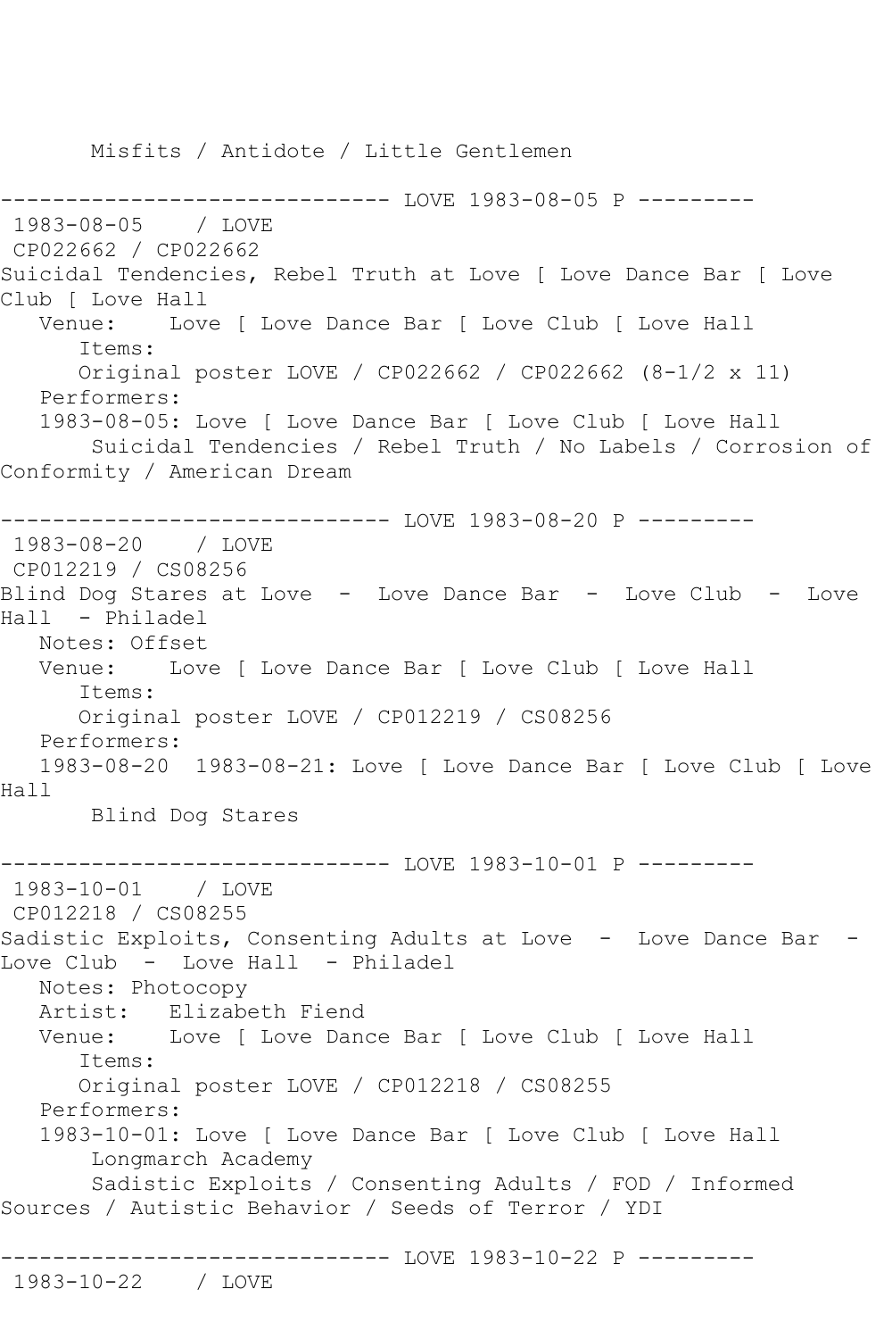Misfits / Antidote / Little Gentlemen

------------------------------ LOVE 1983-08-05 P ---------

1983-08-05 / LOVE
CP022662 / CP022662
Suicidal Tendencies, Rebel Truth at Love [ Love Dance Bar [ Love Club [ Love Hall
Venue: Love [ Love Dance Bar [ Love Club [ Love Hall
Items:
Original poster LOVE / CP022662 / CP022662 (8-1/2 x 11)
Performers:
1983-08-05: Love [ Love Dance Bar [ Love Club [ Love Hall
Suicidal Tendencies / Rebel Truth / No Labels / Corrosion of Conformity / American Dream

------------------------------ LOVE 1983-08-20 P ---------

1983-08-20 / LOVE
CP012219 / CS08256
Blind Dog Stares at Love - Love Dance Bar - Love Club - Love Hall - Philadel
Notes: Offset
Venue: Love [ Love Dance Bar [ Love Club [ Love Hall
Items:
Original poster LOVE / CP012219 / CS08256
Performers:
1983-08-20 1983-08-21: Love [ Love Dance Bar [ Love Club [ Love Hall
Blind Dog Stares

------------------------------ LOVE 1983-10-01 P ---------

1983-10-01 / LOVE
CP012218 / CS08255
Sadistic Exploits, Consenting Adults at Love - Love Dance Bar - Love Club - Love Hall - Philadel
Notes: Photocopy
Artist: Elizabeth Fiend
Venue: Love [ Love Dance Bar [ Love Club [ Love Hall
Items:
Original poster LOVE / CP012218 / CS08255
Performers:
1983-10-01: Love [ Love Dance Bar [ Love Club [ Love Hall
Longmarch Academy
Sadistic Exploits / Consenting Adults / FOD / Informed Sources / Autistic Behavior / Seeds of Terror / YDI

------------------------------ LOVE 1983-10-22 P ---------

1983-10-22 / LOVE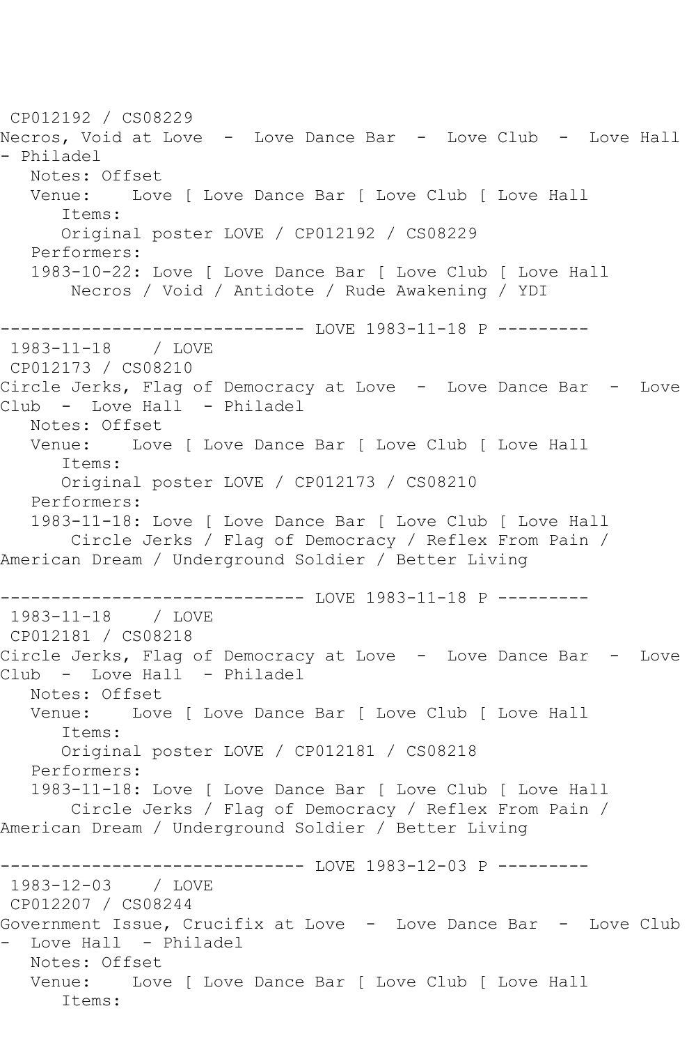CP012192 / CS08229
Necros, Void at Love  -  Love Dance Bar  -  Love Club  -  Love Hall  - Philadel
   Notes: Offset
   Venue:    Love [ Love Dance Bar [ Love Club [ Love Hall
      Items:
      Original poster LOVE / CP012192 / CS08229
   Performers:
   1983-10-22: Love [ Love Dance Bar [ Love Club [ Love Hall
       Necros / Void / Antidote / Rude Awakening / YDI

------------------------------ LOVE 1983-11-18 P ---------
1983-11-18    / LOVE
CP012173 / CS08210
Circle Jerks, Flag of Democracy at Love  -  Love Dance Bar  -  Love Club  -  Love Hall  - Philadel
   Notes: Offset
   Venue:    Love [ Love Dance Bar [ Love Club [ Love Hall
      Items:
      Original poster LOVE / CP012173 / CS08210
   Performers:
   1983-11-18: Love [ Love Dance Bar [ Love Club [ Love Hall
       Circle Jerks / Flag of Democracy / Reflex From Pain / American Dream / Underground Soldier / Better Living

------------------------------ LOVE 1983-11-18 P ---------
1983-11-18    / LOVE
CP012181 / CS08218
Circle Jerks, Flag of Democracy at Love  -  Love Dance Bar  -  Love Club  -  Love Hall  - Philadel
   Notes: Offset
   Venue:    Love [ Love Dance Bar [ Love Club [ Love Hall
      Items:
      Original poster LOVE / CP012181 / CS08218
   Performers:
   1983-11-18: Love [ Love Dance Bar [ Love Club [ Love Hall
       Circle Jerks / Flag of Democracy / Reflex From Pain / American Dream / Underground Soldier / Better Living

------------------------------ LOVE 1983-12-03 P ---------
1983-12-03    / LOVE
CP012207 / CS08244
Government Issue, Crucifix at Love  -  Love Dance Bar  -  Love Club  -  Love Hall  - Philadel
   Notes: Offset
   Venue:    Love [ Love Dance Bar [ Love Club [ Love Hall
      Items: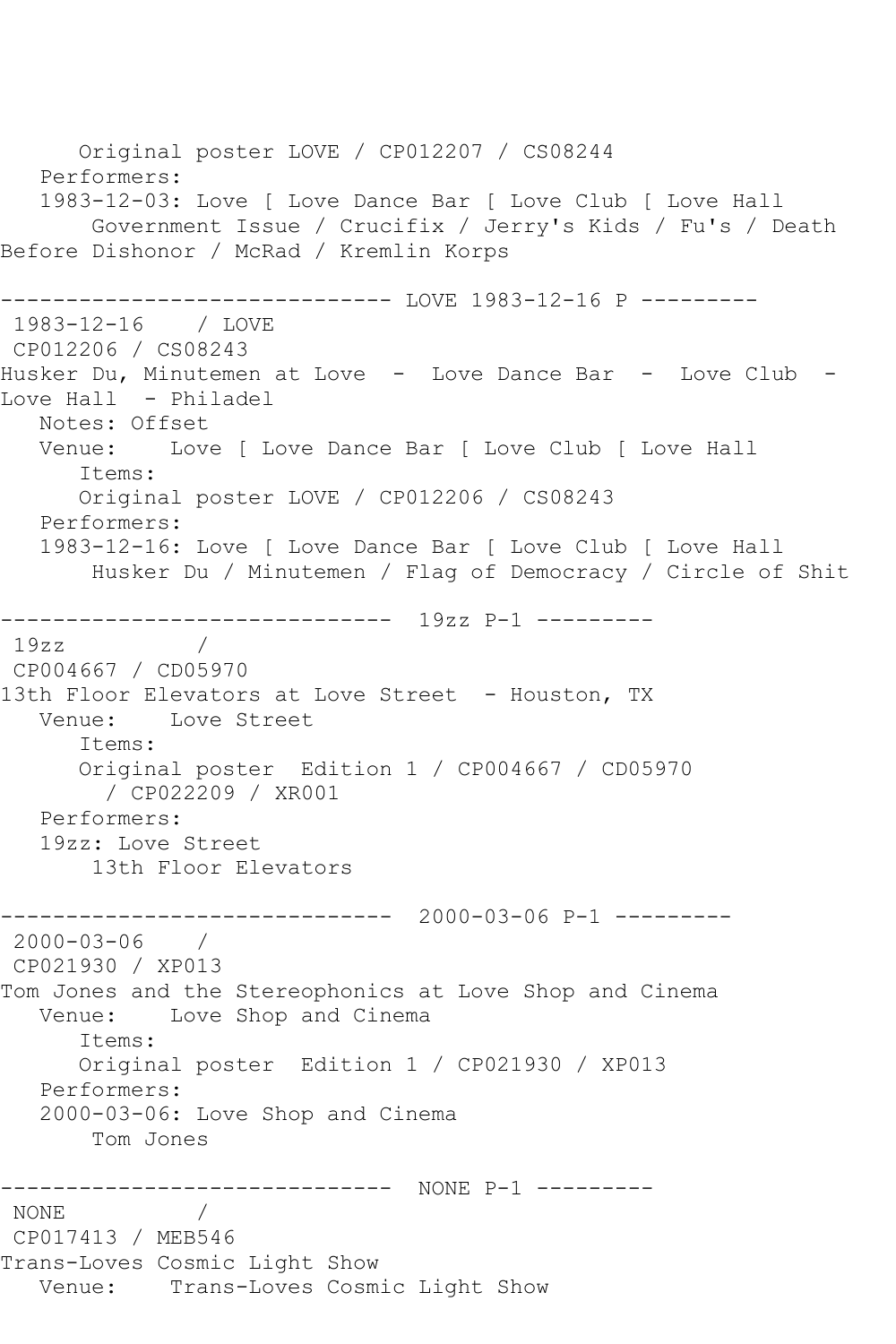```
      Original poster LOVE / CP012207 / CS08244
   Performers:
   1983-12-03: Love [ Love Dance Bar [ Love Club [ Love Hall
       Government Issue / Crucifix / Jerry's Kids / Fu's / Death
Before Dishonor / McRad / Kremlin Korps

------------------------------ LOVE 1983-12-16 P ---------
 1983-12-16    / LOVE
 CP012206 / CS08243
Husker Du, Minutemen at Love  -  Love Dance Bar  -  Love Club  -
Love Hall  - Philadel
   Notes: Offset
   Venue:    Love [ Love Dance Bar [ Love Club [ Love Hall
      Items:
      Original poster LOVE / CP012206 / CS08243
   Performers:
   1983-12-16: Love [ Love Dance Bar [ Love Club [ Love Hall
       Husker Du / Minutemen / Flag of Democracy / Circle of Shit

------------------------------  19zz P-1 ---------
 19zz          /
 CP004667 / CD05970
13th Floor Elevators at Love Street  - Houston, TX
   Venue:    Love Street
      Items:
      Original poster  Edition 1 / CP004667 / CD05970
        / CP022209 / XR001
   Performers:
   19zz: Love Street
       13th Floor Elevators

------------------------------  2000-03-06 P-1 ---------
 2000-03-06    /
 CP021930 / XP013
Tom Jones and the Stereophonics at Love Shop and Cinema
   Venue:    Love Shop and Cinema
      Items:
      Original poster  Edition 1 / CP021930 / XP013
   Performers:
   2000-03-06: Love Shop and Cinema
       Tom Jones

------------------------------  NONE P-1 ---------
 NONE          /
 CP017413 / MEB546
Trans-Loves Cosmic Light Show
   Venue:    Trans-Loves Cosmic Light Show
```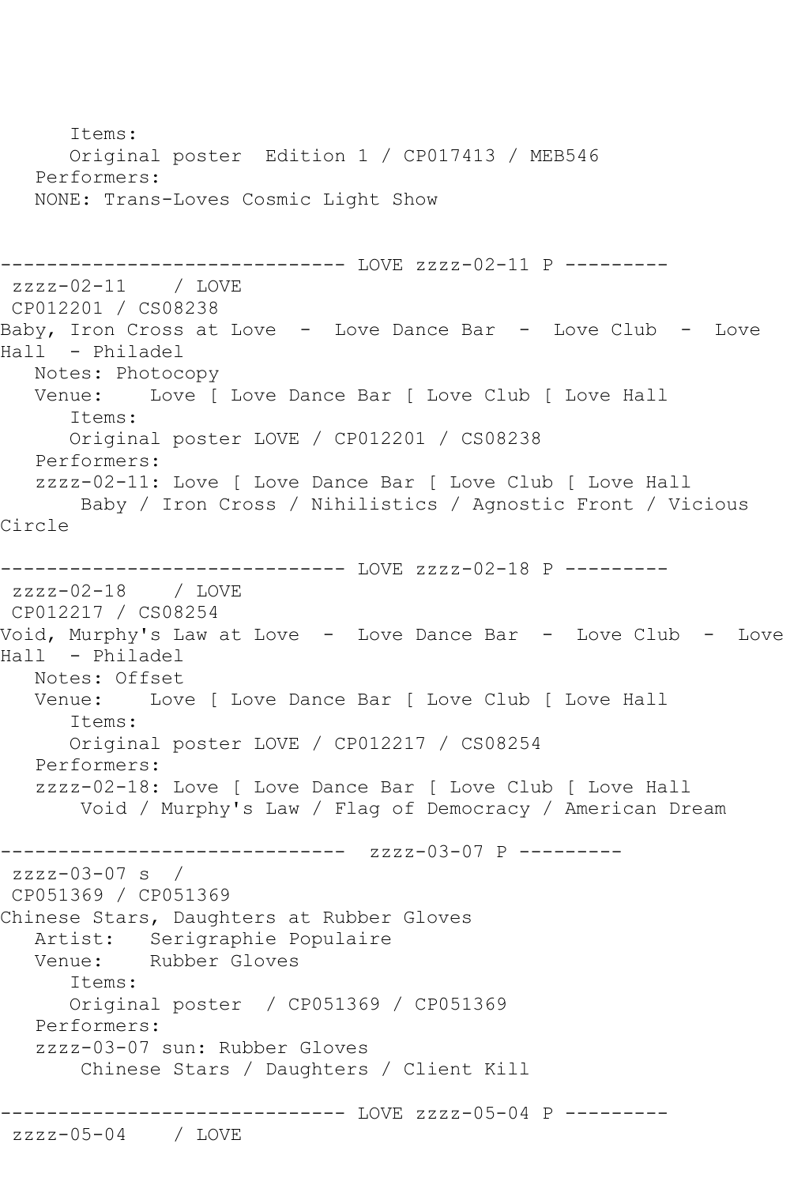```
      Items:
      Original poster  Edition 1 / CP017413 / MEB546
   Performers:
   NONE: Trans-Loves Cosmic Light Show


------------------------------ LOVE zzzz-02-11 P ---------
 zzzz-02-11    / LOVE
 CP012201 / CS08238
Baby, Iron Cross at Love  -  Love Dance Bar  -  Love Club  -  Love
Hall  - Philadel
   Notes: Photocopy
   Venue:    Love [ Love Dance Bar [ Love Club [ Love Hall
      Items:
      Original poster LOVE / CP012201 / CS08238
   Performers:
   zzzz-02-11: Love [ Love Dance Bar [ Love Club [ Love Hall
       Baby / Iron Cross / Nihilistics / Agnostic Front / Vicious
Circle

------------------------------ LOVE zzzz-02-18 P ---------
 zzzz-02-18    / LOVE
 CP012217 / CS08254
Void, Murphy's Law at Love  -  Love Dance Bar  -  Love Club  -  Love
Hall  - Philadel
   Notes: Offset
   Venue:    Love [ Love Dance Bar [ Love Club [ Love Hall
      Items:
      Original poster LOVE / CP012217 / CS08254
   Performers:
   zzzz-02-18: Love [ Love Dance Bar [ Love Club [ Love Hall
       Void / Murphy's Law / Flag of Democracy / American Dream

------------------------------  zzzz-03-07 P ---------
 zzzz-03-07 s  /
 CP051369 / CP051369
Chinese Stars, Daughters at Rubber Gloves
   Artist:   Serigraphie Populaire
   Venue:    Rubber Gloves
      Items:
      Original poster  / CP051369 / CP051369
   Performers:
   zzzz-03-07 sun: Rubber Gloves
       Chinese Stars / Daughters / Client Kill

------------------------------ LOVE zzzz-05-04 P ---------
 zzzz-05-04    / LOVE
```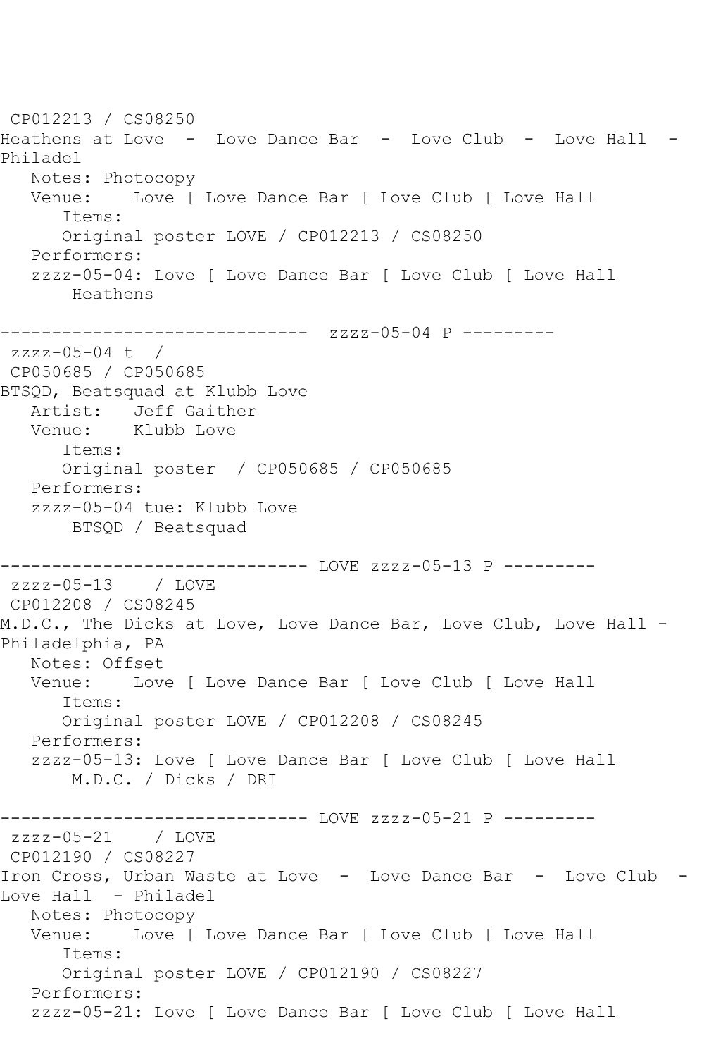CP012213 / CS08250
Heathens at Love  -  Love Dance Bar  -  Love Club  -  Love Hall  -
Philadel
   Notes: Photocopy
   Venue:    Love [ Love Dance Bar [ Love Club [ Love Hall
      Items:
      Original poster LOVE / CP012213 / CS08250
   Performers:
   zzzz-05-04: Love [ Love Dance Bar [ Love Club [ Love Hall
       Heathens

------------------------------  zzzz-05-04 P ---------
 zzzz-05-04 t  /
 CP050685 / CP050685
BTSQD, Beatsquad at Klubb Love
   Artist:   Jeff Gaither
   Venue:    Klubb Love
      Items:
      Original poster  / CP050685 / CP050685
   Performers:
   zzzz-05-04 tue: Klubb Love
       BTSQD / Beatsquad

------------------------------ LOVE zzzz-05-13 P ---------
 zzzz-05-13    / LOVE
 CP012208 / CS08245
M.D.C., The Dicks at Love, Love Dance Bar, Love Club, Love Hall -
Philadelphia, PA
   Notes: Offset
   Venue:    Love [ Love Dance Bar [ Love Club [ Love Hall
      Items:
      Original poster LOVE / CP012208 / CS08245
   Performers:
   zzzz-05-13: Love [ Love Dance Bar [ Love Club [ Love Hall
       M.D.C. / Dicks / DRI

------------------------------ LOVE zzzz-05-21 P ---------
 zzzz-05-21    / LOVE
 CP012190 / CS08227
Iron Cross, Urban Waste at Love  -  Love Dance Bar  -  Love Club  -
Love Hall  - Philadel
   Notes: Photocopy
   Venue:    Love [ Love Dance Bar [ Love Club [ Love Hall
      Items:
      Original poster LOVE / CP012190 / CS08227
   Performers:
   zzzz-05-21: Love [ Love Dance Bar [ Love Club [ Love Hall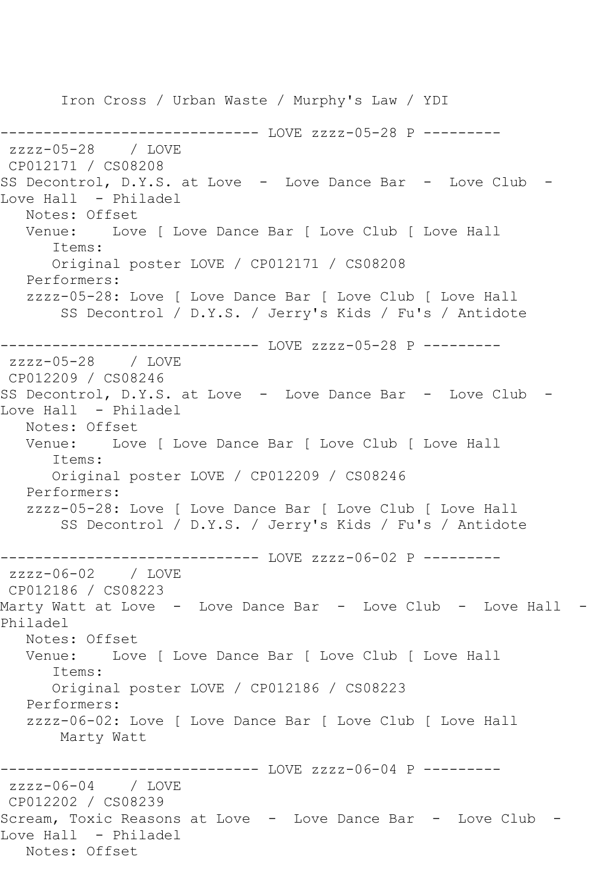Iron Cross / Urban Waste / Murphy's Law / YDI

------------------------------ LOVE zzzz-05-28 P ---------
zzzz-05-28    / LOVE
CP012171 / CS08208
SS Decontrol, D.Y.S. at Love  -  Love Dance Bar  -  Love Club  -
Love Hall  - Philadel
   Notes: Offset
   Venue:    Love [ Love Dance Bar [ Love Club [ Love Hall
      Items:
      Original poster LOVE / CP012171 / CS08208
   Performers:
   zzzz-05-28: Love [ Love Dance Bar [ Love Club [ Love Hall
       SS Decontrol / D.Y.S. / Jerry's Kids / Fu's / Antidote

------------------------------ LOVE zzzz-05-28 P ---------
zzzz-05-28    / LOVE
CP012209 / CS08246
SS Decontrol, D.Y.S. at Love  -  Love Dance Bar  -  Love Club  -
Love Hall  - Philadel
   Notes: Offset
   Venue:    Love [ Love Dance Bar [ Love Club [ Love Hall
      Items:
      Original poster LOVE / CP012209 / CS08246
   Performers:
   zzzz-05-28: Love [ Love Dance Bar [ Love Club [ Love Hall
       SS Decontrol / D.Y.S. / Jerry's Kids / Fu's / Antidote

------------------------------ LOVE zzzz-06-02 P ---------
zzzz-06-02    / LOVE
CP012186 / CS08223
Marty Watt at Love  -  Love Dance Bar  -  Love Club  -  Love Hall  -
Philadel
   Notes: Offset
   Venue:    Love [ Love Dance Bar [ Love Club [ Love Hall
      Items:
      Original poster LOVE / CP012186 / CS08223
   Performers:
   zzzz-06-02: Love [ Love Dance Bar [ Love Club [ Love Hall
       Marty Watt

------------------------------ LOVE zzzz-06-04 P ---------
zzzz-06-04    / LOVE
CP012202 / CS08239
Scream, Toxic Reasons at Love  -  Love Dance Bar  -  Love Club  -
Love Hall  - Philadel
   Notes: Offset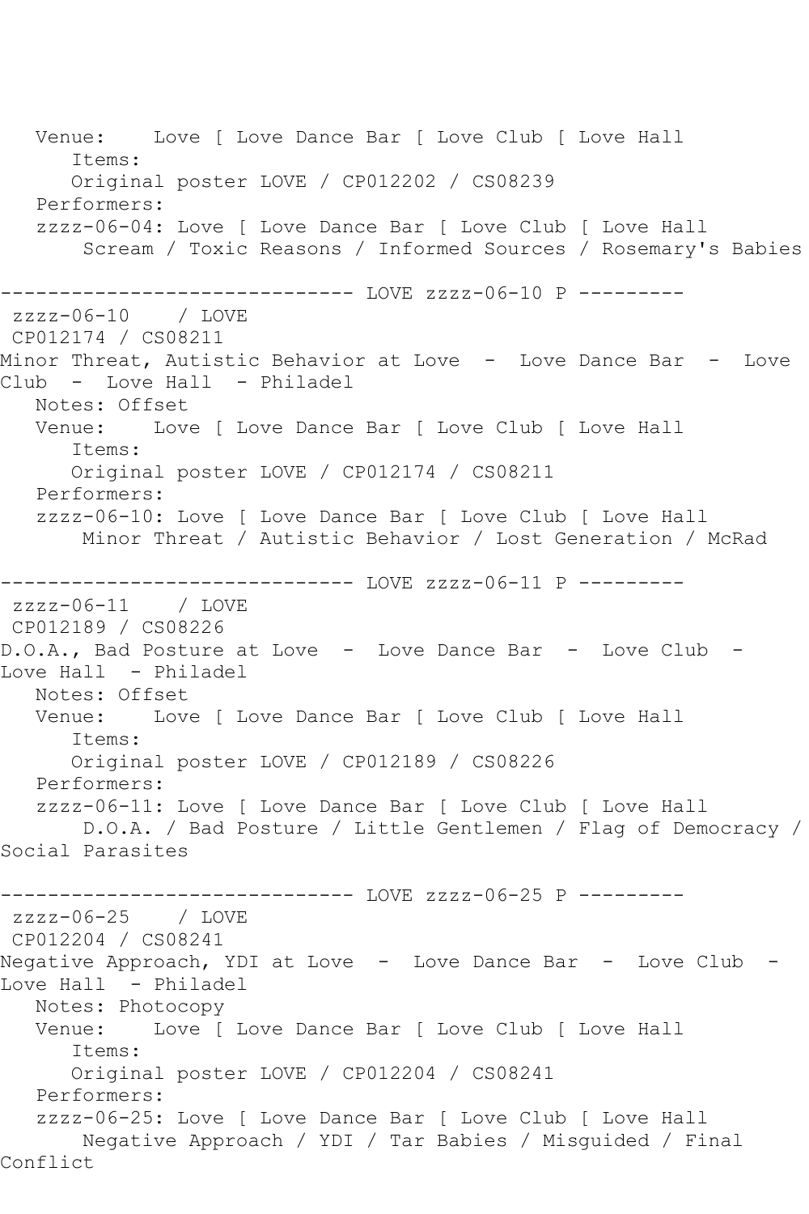```
   Venue:    Love [ Love Dance Bar [ Love Club [ Love Hall
      Items:
      Original poster LOVE / CP012202 / CS08239
   Performers:
   zzzz-06-04: Love [ Love Dance Bar [ Love Club [ Love Hall
       Scream / Toxic Reasons / Informed Sources / Rosemary's Babies

------------------------------ LOVE zzzz-06-10 P ---------
 zzzz-06-10    / LOVE
 CP012174 / CS08211
Minor Threat, Autistic Behavior at Love  -  Love Dance Bar  -  Love
Club  -  Love Hall  - Philadel
   Notes: Offset
   Venue:    Love [ Love Dance Bar [ Love Club [ Love Hall
      Items:
      Original poster LOVE / CP012174 / CS08211
   Performers:
   zzzz-06-10: Love [ Love Dance Bar [ Love Club [ Love Hall
       Minor Threat / Autistic Behavior / Lost Generation / McRad

------------------------------ LOVE zzzz-06-11 P ---------
 zzzz-06-11    / LOVE
 CP012189 / CS08226
D.O.A., Bad Posture at Love  -  Love Dance Bar  -  Love Club  -
Love Hall  - Philadel
   Notes: Offset
   Venue:    Love [ Love Dance Bar [ Love Club [ Love Hall
      Items:
      Original poster LOVE / CP012189 / CS08226
   Performers:
   zzzz-06-11: Love [ Love Dance Bar [ Love Club [ Love Hall
       D.O.A. / Bad Posture / Little Gentlemen / Flag of Democracy /
Social Parasites

------------------------------ LOVE zzzz-06-25 P ---------
 zzzz-06-25    / LOVE
 CP012204 / CS08241
Negative Approach, YDI at Love  -  Love Dance Bar  -  Love Club  -
Love Hall  - Philadel
   Notes: Photocopy
   Venue:    Love [ Love Dance Bar [ Love Club [ Love Hall
      Items:
      Original poster LOVE / CP012204 / CS08241
   Performers:
   zzzz-06-25: Love [ Love Dance Bar [ Love Club [ Love Hall
       Negative Approach / YDI / Tar Babies / Misguided / Final
Conflict
```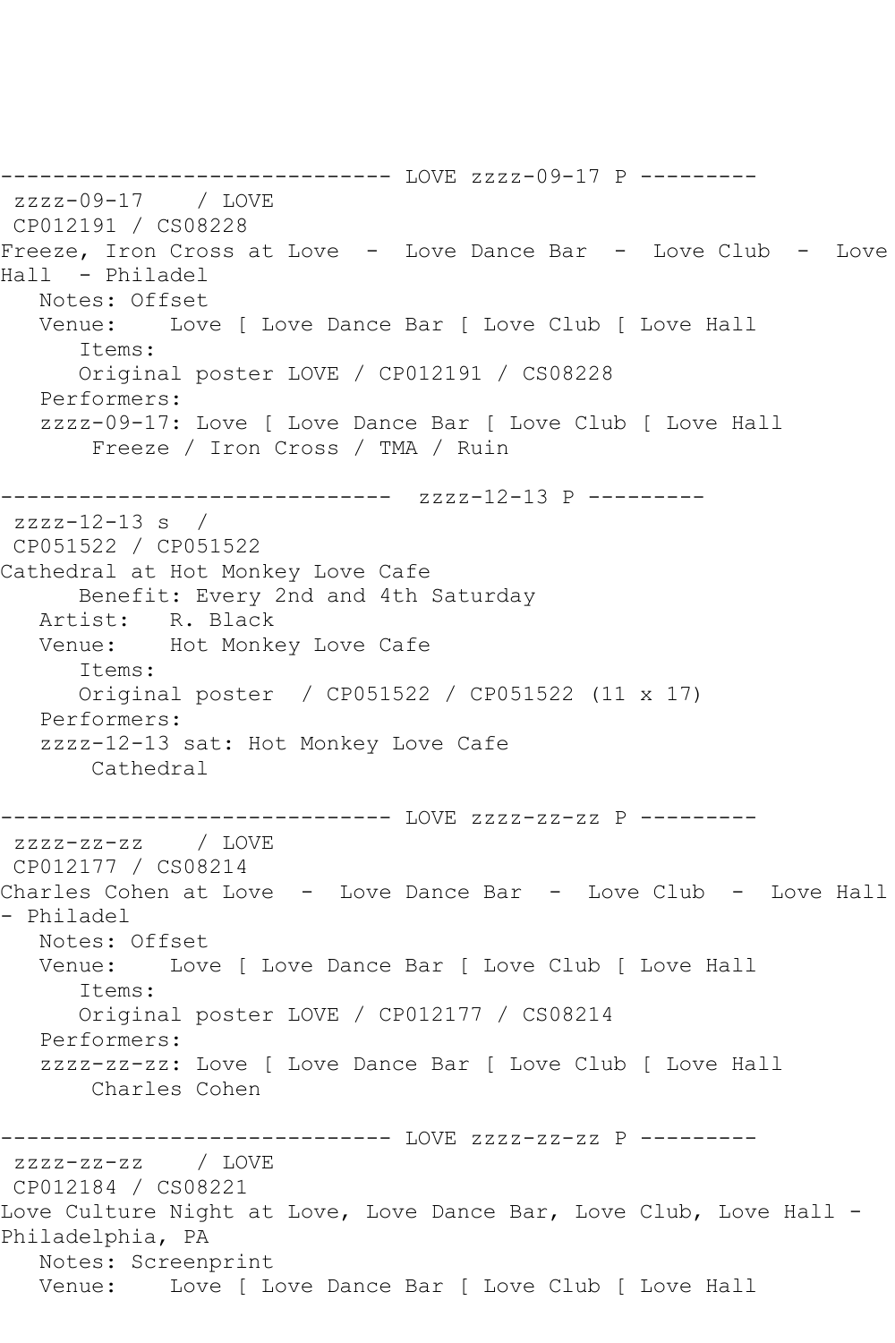------------------------------ LOVE zzzz-09-17 P ---------
zzzz-09-17 / LOVE
CP012191 / CS08228
Freeze, Iron Cross at Love - Love Dance Bar - Love Club - Love Hall - Philadel
Notes: Offset
Venue: Love [ Love Dance Bar [ Love Club [ Love Hall
Items:
Original poster LOVE / CP012191 / CS08228
Performers:
zzzz-09-17: Love [ Love Dance Bar [ Love Club [ Love Hall
Freeze / Iron Cross / TMA / Ruin

------------------------------ zzzz-12-13 P ---------
zzzz-12-13 s /
CP051522 / CP051522
Cathedral at Hot Monkey Love Cafe
Benefit: Every 2nd and 4th Saturday
Artist: R. Black
Venue: Hot Monkey Love Cafe
Items:
Original poster / CP051522 / CP051522 (11 x 17)
Performers:
zzzz-12-13 sat: Hot Monkey Love Cafe
Cathedral

------------------------------ LOVE zzzz-zz-zz P ---------
zzzz-zz-zz / LOVE
CP012177 / CS08214
Charles Cohen at Love - Love Dance Bar - Love Club - Love Hall - Philadel
Notes: Offset
Venue: Love [ Love Dance Bar [ Love Club [ Love Hall
Items:
Original poster LOVE / CP012177 / CS08214
Performers:
zzzz-zz-zz: Love [ Love Dance Bar [ Love Club [ Love Hall
Charles Cohen

------------------------------ LOVE zzzz-zz-zz P ---------
zzzz-zz-zz / LOVE
CP012184 / CS08221
Love Culture Night at Love, Love Dance Bar, Love Club, Love Hall - Philadelphia, PA
Notes: Screenprint
Venue: Love [ Love Dance Bar [ Love Club [ Love Hall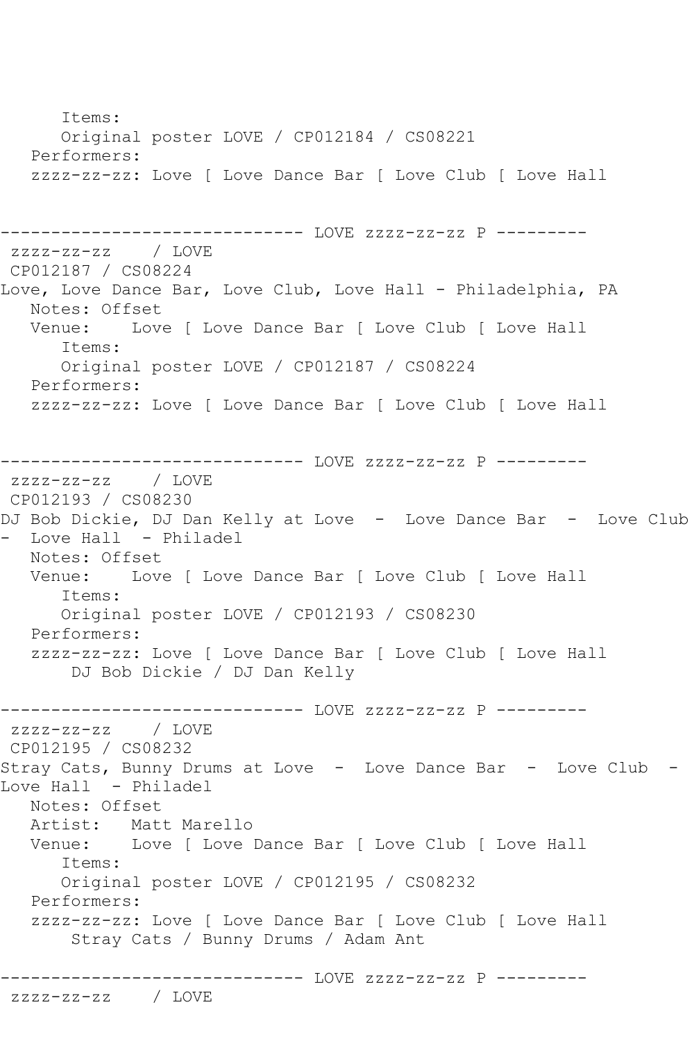```
      Items:
      Original poster LOVE / CP012184 / CS08221
   Performers:
   zzzz-zz-zz: Love [ Love Dance Bar [ Love Club [ Love Hall


------------------------------ LOVE zzzz-zz-zz P ---------
 zzzz-zz-zz    / LOVE
 CP012187 / CS08224
Love, Love Dance Bar, Love Club, Love Hall - Philadelphia, PA
   Notes: Offset
   Venue:    Love [ Love Dance Bar [ Love Club [ Love Hall
      Items:
      Original poster LOVE / CP012187 / CS08224
   Performers:
   zzzz-zz-zz: Love [ Love Dance Bar [ Love Club [ Love Hall


------------------------------ LOVE zzzz-zz-zz P ---------
 zzzz-zz-zz    / LOVE
 CP012193 / CS08230
DJ Bob Dickie, DJ Dan Kelly at Love  -  Love Dance Bar  -  Love Club
-  Love Hall  - Philadel
   Notes: Offset
   Venue:    Love [ Love Dance Bar [ Love Club [ Love Hall
      Items:
      Original poster LOVE / CP012193 / CS08230
   Performers:
   zzzz-zz-zz: Love [ Love Dance Bar [ Love Club [ Love Hall
       DJ Bob Dickie / DJ Dan Kelly

------------------------------ LOVE zzzz-zz-zz P ---------
 zzzz-zz-zz    / LOVE
 CP012195 / CS08232
Stray Cats, Bunny Drums at Love  -  Love Dance Bar  -  Love Club  -
Love Hall  - Philadel
   Notes: Offset
   Artist:   Matt Marello
   Venue:    Love [ Love Dance Bar [ Love Club [ Love Hall
      Items:
      Original poster LOVE / CP012195 / CS08232
   Performers:
   zzzz-zz-zz: Love [ Love Dance Bar [ Love Club [ Love Hall
       Stray Cats / Bunny Drums / Adam Ant

------------------------------ LOVE zzzz-zz-zz P ---------
 zzzz-zz-zz    / LOVE
```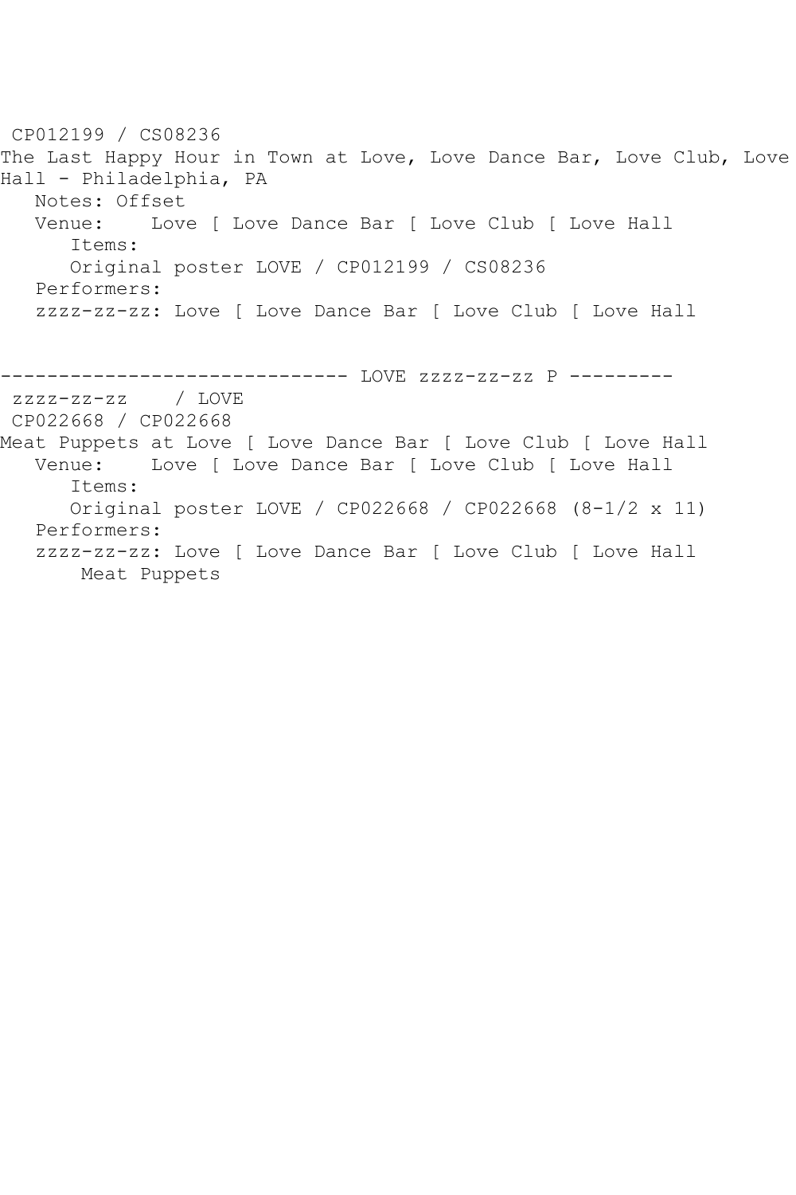CP012199 / CS08236
The Last Happy Hour in Town at Love, Love Dance Bar, Love Club, Love Hall - Philadelphia, PA
   Notes: Offset
   Venue:    Love [ Love Dance Bar [ Love Club [ Love Hall
      Items:
      Original poster LOVE / CP012199 / CS08236
   Performers:
   zzzz-zz-zz: Love [ Love Dance Bar [ Love Club [ Love Hall

------------------------------ LOVE zzzz-zz-zz P ---------
zzzz-zz-zz    / LOVE
CP022668 / CP022668
Meat Puppets at Love [ Love Dance Bar [ Love Club [ Love Hall
   Venue:    Love [ Love Dance Bar [ Love Club [ Love Hall
      Items:
      Original poster LOVE / CP022668 / CP022668 (8-1/2 x 11)
   Performers:
   zzzz-zz-zz: Love [ Love Dance Bar [ Love Club [ Love Hall
       Meat Puppets